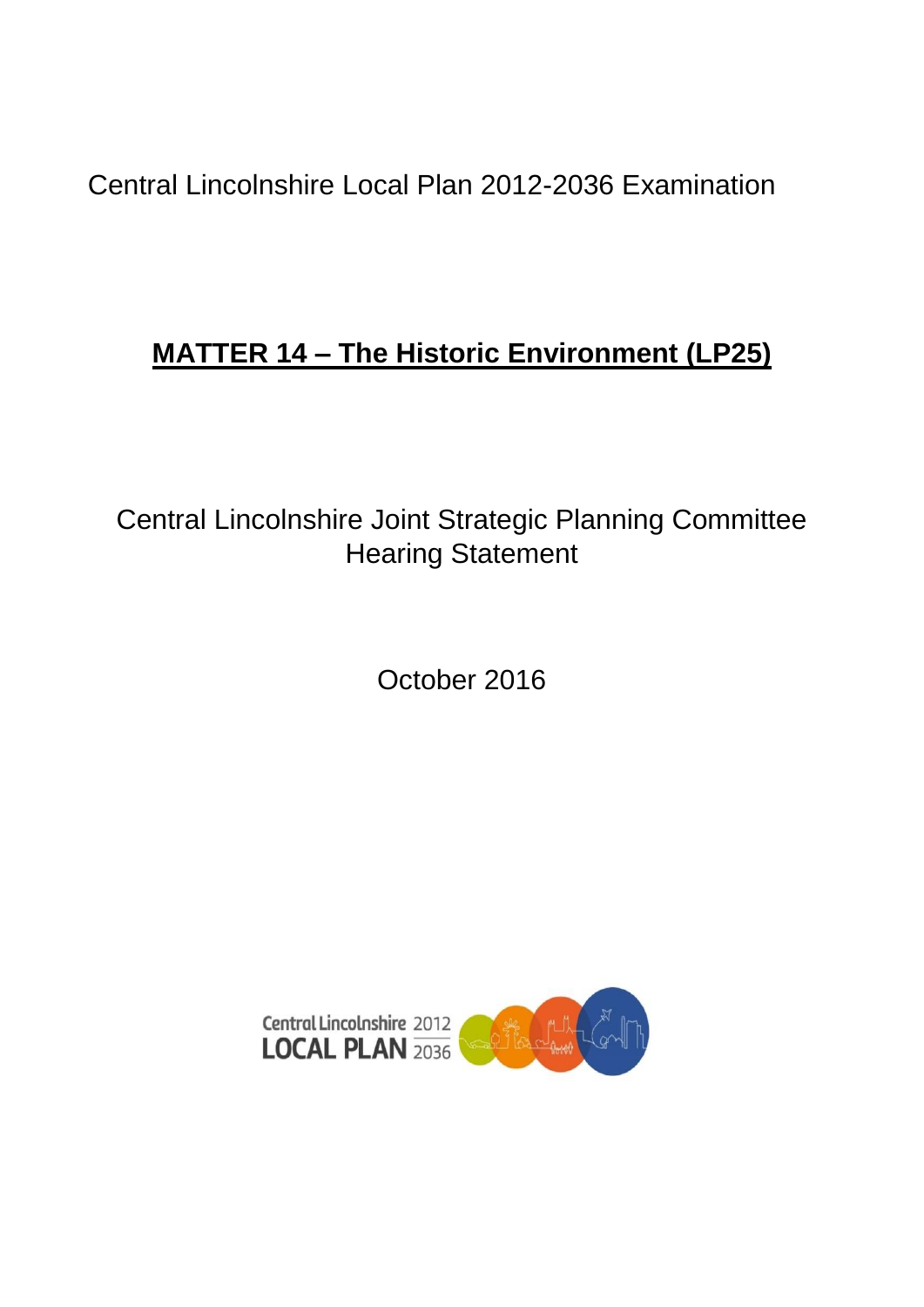Central Lincolnshire Local Plan 2012-2036 Examination

# MATTER 14 – The Historic Environment (LP25)

Central Lincolnshire Joint Strategic Planning Committee
Hearing Statement

October 2016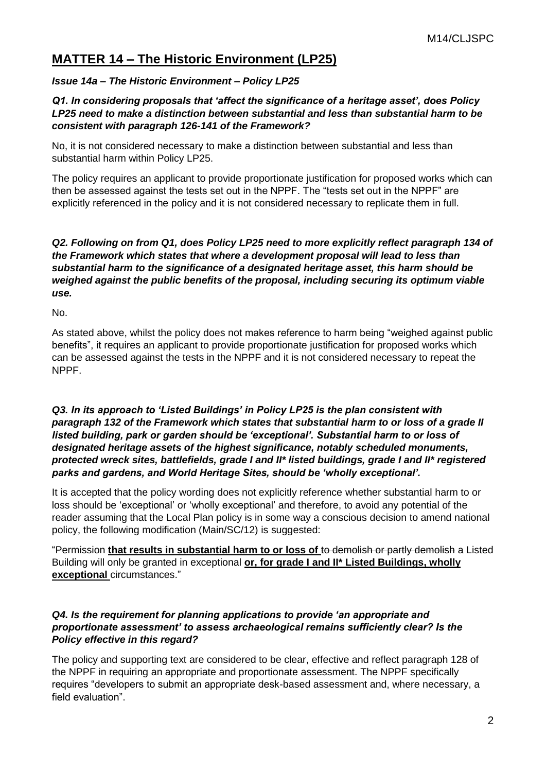# MATTER 14 – The Historic Environment (LP25)

***Issue 14a – The Historic Environment – Policy LP25***

***Q1. In considering proposals that 'affect the significance of a heritage asset', does Policy LP25 need to make a distinction between substantial and less than substantial harm to be consistent with paragraph 126-141 of the Framework?***

No, it is not considered necessary to make a distinction between substantial and less than substantial harm within Policy LP25.

The policy requires an applicant to provide proportionate justification for proposed works which can then be assessed against the tests set out in the NPPF. The "tests set out in the NPPF" are explicitly referenced in the policy and it is not considered necessary to replicate them in full.

***Q2. Following on from Q1, does Policy LP25 need to more explicitly reflect paragraph 134 of the Framework which states that where a development proposal will lead to less than substantial harm to the significance of a designated heritage asset, this harm should be weighed against the public benefits of the proposal, including securing its optimum viable use.***

No.

As stated above, whilst the policy does not makes reference to harm being "weighed against public benefits", it requires an applicant to provide proportionate justification for proposed works which can be assessed against the tests in the NPPF and it is not considered necessary to repeat the NPPF.

***Q3. In its approach to 'Listed Buildings' in Policy LP25 is the plan consistent with paragraph 132 of the Framework which states that substantial harm to or loss of a grade II listed building, park or garden should be 'exceptional'. Substantial harm to or loss of designated heritage assets of the highest significance, notably scheduled monuments, protected wreck sites, battlefields, grade I and II* listed buildings, grade I and II* registered parks and gardens, and World Heritage Sites, should be 'wholly exceptional'.***

It is accepted that the policy wording does not explicitly reference whether substantial harm to or loss should be 'exceptional' or 'wholly exceptional' and therefore, to avoid any potential of the reader assuming that the Local Plan policy is in some way a conscious decision to amend national policy, the following modification (Main/SC/12) is suggested:

"Permission <u>**that results in substantial harm to or loss of**</u> ~~to demolish or partly demolish~~ a Listed Building will only be granted in exceptional <u>**or, for grade I and II* Listed Buildings, wholly exceptional**</u> circumstances."

***Q4. Is the requirement for planning applications to provide 'an appropriate and proportionate assessment' to assess archaeological remains sufficiently clear? Is the Policy effective in this regard?***

The policy and supporting text are considered to be clear, effective and reflect paragraph 128 of the NPPF in requiring an appropriate and proportionate assessment. The NPPF specifically requires "developers to submit an appropriate desk-based assessment and, where necessary, a field evaluation".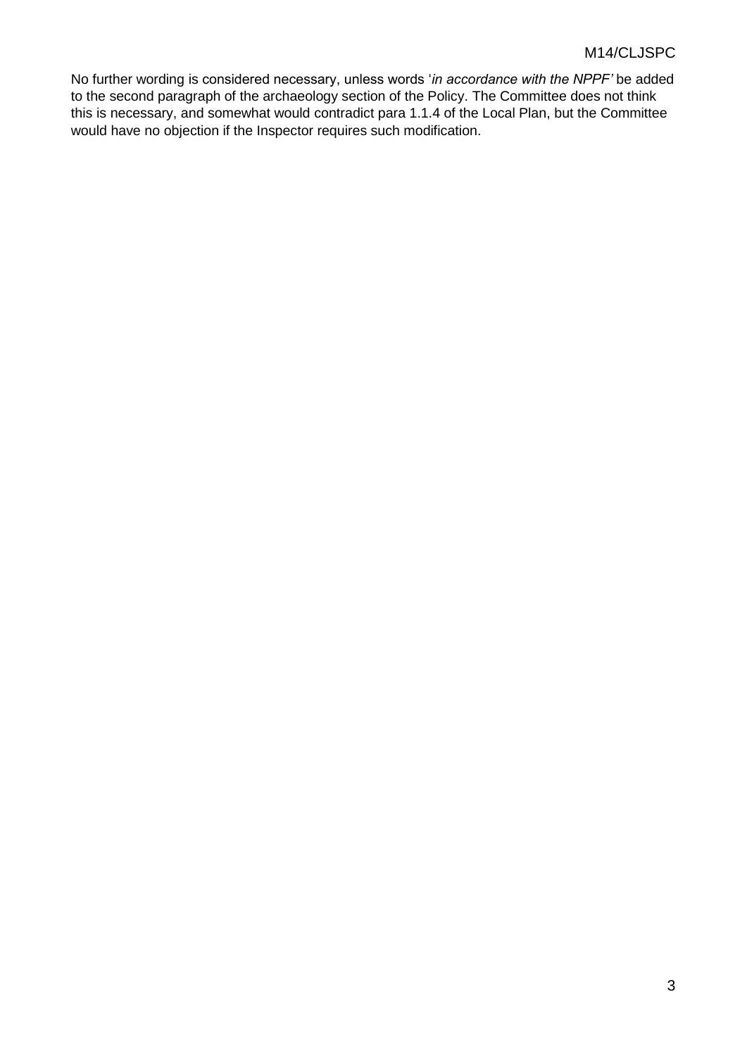No further wording is considered necessary, unless words '*in accordance with the NPPF'* be added to the second paragraph of the archaeology section of the Policy. The Committee does not think this is necessary, and somewhat would contradict para 1.1.4 of the Local Plan, but the Committee would have no objection if the Inspector requires such modification.